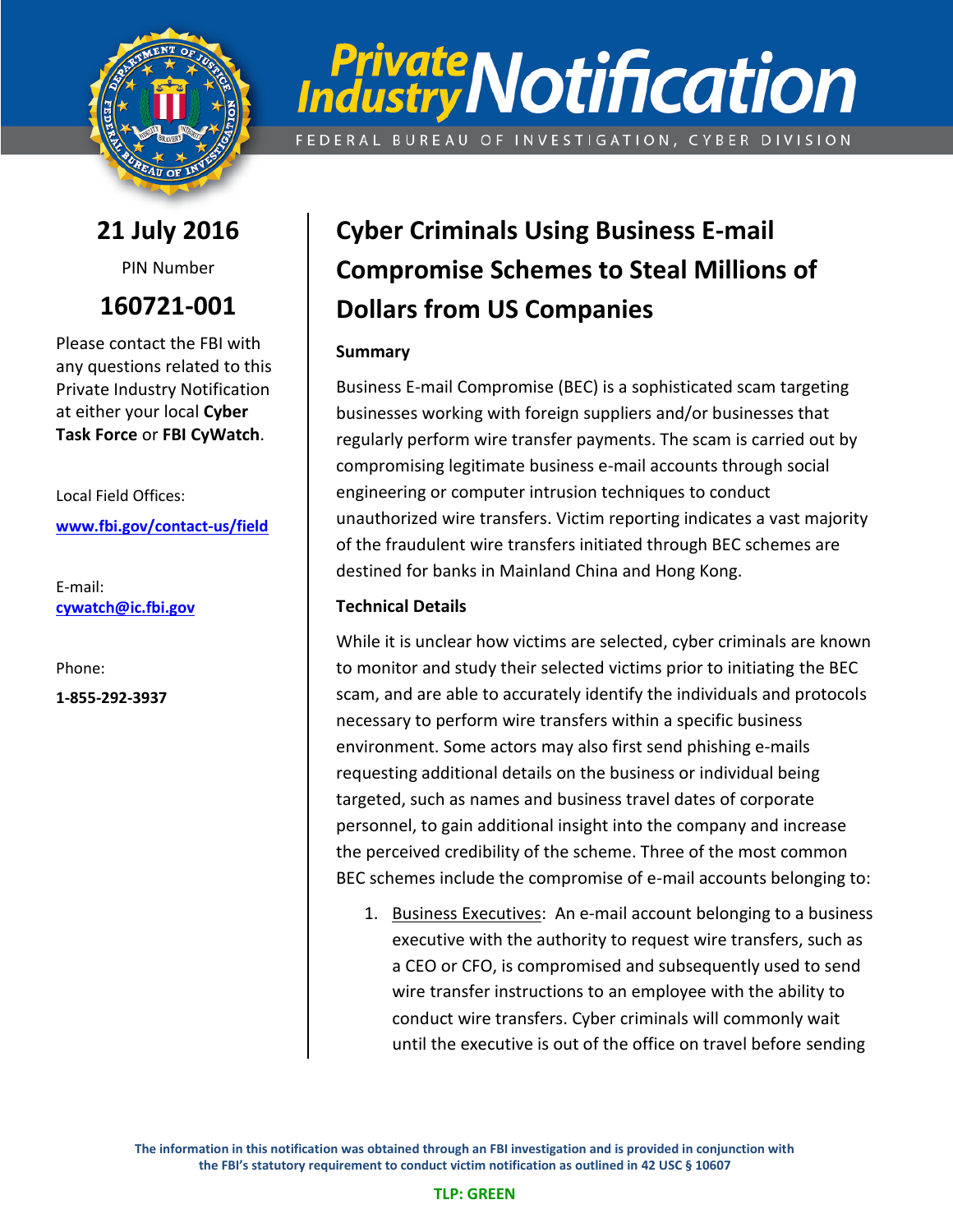# Private Industry Notification

FEDERAL BUREAU OF INVESTIGATION, CYBER DIVISION

**21 July 2016**

PIN Number

**160721-001**

Please contact the FBI with any questions related to this Private Industry Notification at either your local **Cyber Task Force** or **FBI CyWatch**.

Local Field Offices:

**www.fbi.gov/contact-us/field**

E-mail:
**cywatch@ic.fbi.gov**

Phone:

**1-855-292-3937**

## Cyber Criminals Using Business E-mail Compromise Schemes to Steal Millions of Dollars from US Companies

### Summary

Business E-mail Compromise (BEC) is a sophisticated scam targeting businesses working with foreign suppliers and/or businesses that regularly perform wire transfer payments. The scam is carried out by compromising legitimate business e-mail accounts through social engineering or computer intrusion techniques to conduct unauthorized wire transfers. Victim reporting indicates a vast majority of the fraudulent wire transfers initiated through BEC schemes are destined for banks in Mainland China and Hong Kong.

### Technical Details

While it is unclear how victims are selected, cyber criminals are known to monitor and study their selected victims prior to initiating the BEC scam, and are able to accurately identify the individuals and protocols necessary to perform wire transfers within a specific business environment. Some actors may also first send phishing e-mails requesting additional details on the business or individual being targeted, such as names and business travel dates of corporate personnel, to gain additional insight into the company and increase the perceived credibility of the scheme. Three of the most common BEC schemes include the compromise of e-mail accounts belonging to:

1. Business Executives: An e-mail account belonging to a business executive with the authority to request wire transfers, such as a CEO or CFO, is compromised and subsequently used to send wire transfer instructions to an employee with the ability to conduct wire transfers. Cyber criminals will commonly wait until the executive is out of the office on travel before sending

The information in this notification was obtained through an FBI investigation and is provided in conjunction with the FBI's statutory requirement to conduct victim notification as outlined in 42 USC § 10607

TLP: GREEN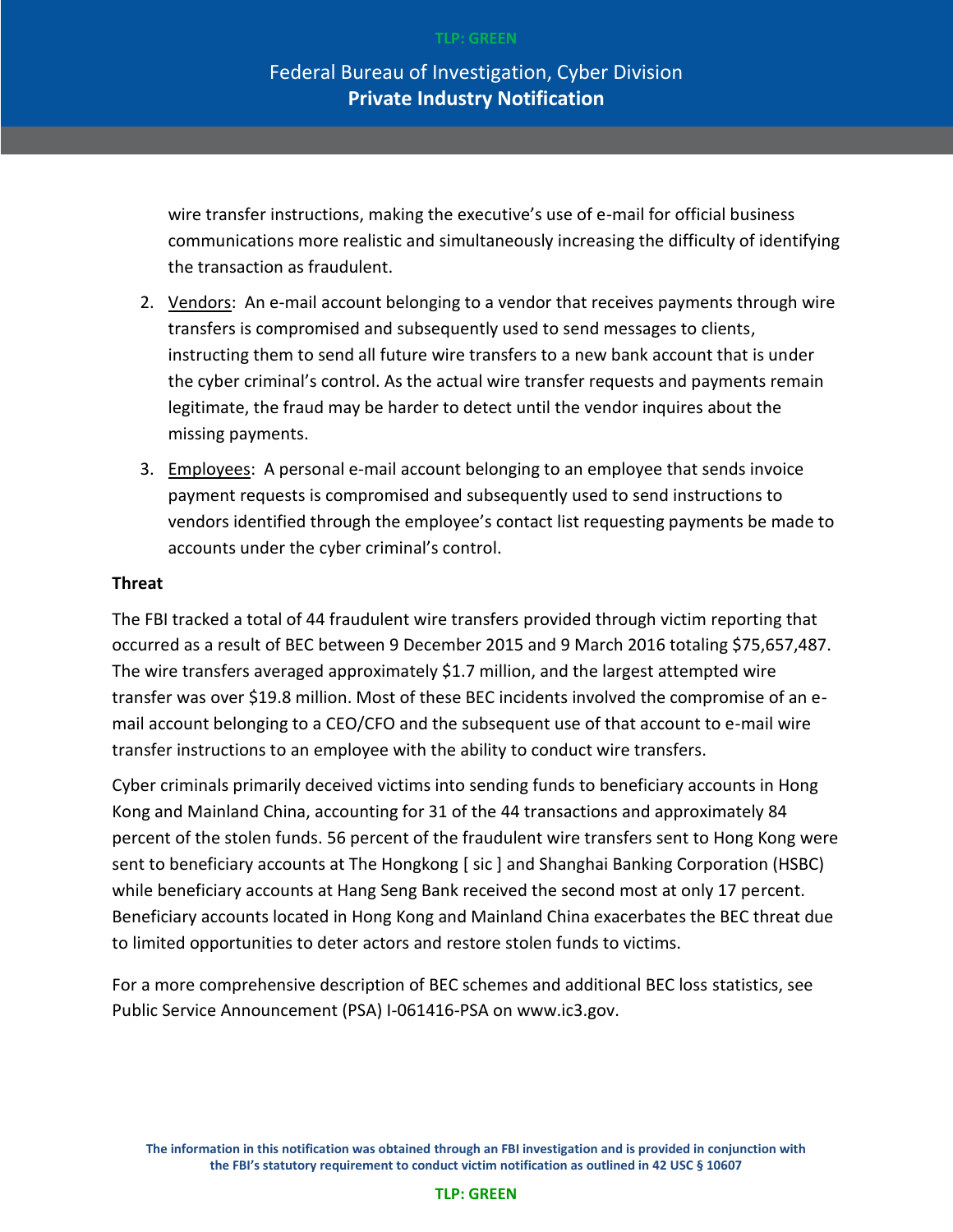wire transfer instructions, making the executive's use of e-mail for official business communications more realistic and simultaneously increasing the difficulty of identifying the transaction as fraudulent.

2. Vendors: An e-mail account belonging to a vendor that receives payments through wire transfers is compromised and subsequently used to send messages to clients, instructing them to send all future wire transfers to a new bank account that is under the cyber criminal's control. As the actual wire transfer requests and payments remain legitimate, the fraud may be harder to detect until the vendor inquires about the missing payments.

3. Employees: A personal e-mail account belonging to an employee that sends invoice payment requests is compromised and subsequently used to send instructions to vendors identified through the employee's contact list requesting payments be made to accounts under the cyber criminal's control.

**Threat**

The FBI tracked a total of 44 fraudulent wire transfers provided through victim reporting that occurred as a result of BEC between 9 December 2015 and 9 March 2016 totaling $75,657,487. The wire transfers averaged approximately $1.7 million, and the largest attempted wire transfer was over $19.8 million. Most of these BEC incidents involved the compromise of an e-mail account belonging to a CEO/CFO and the subsequent use of that account to e-mail wire transfer instructions to an employee with the ability to conduct wire transfers.

Cyber criminals primarily deceived victims into sending funds to beneficiary accounts in Hong Kong and Mainland China, accounting for 31 of the 44 transactions and approximately 84 percent of the stolen funds. 56 percent of the fraudulent wire transfers sent to Hong Kong were sent to beneficiary accounts at The Hongkong [ sic ] and Shanghai Banking Corporation (HSBC) while beneficiary accounts at Hang Seng Bank received the second most at only 17 percent. Beneficiary accounts located in Hong Kong and Mainland China exacerbates the BEC threat due to limited opportunities to deter actors and restore stolen funds to victims.

For a more comprehensive description of BEC schemes and additional BEC loss statistics, see Public Service Announcement (PSA) I-061416-PSA on www.ic3.gov.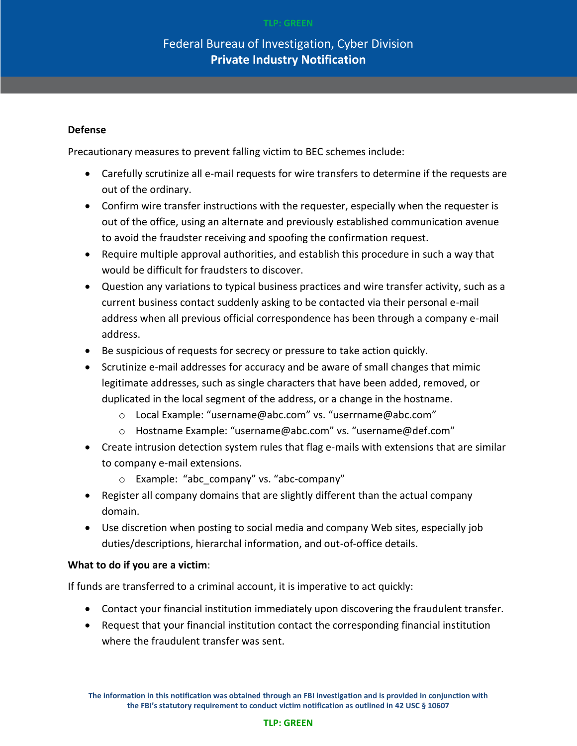**Defense**

Precautionary measures to prevent falling victim to BEC schemes include:

- Carefully scrutinize all e-mail requests for wire transfers to determine if the requests are out of the ordinary.
- Confirm wire transfer instructions with the requester, especially when the requester is out of the office, using an alternate and previously established communication avenue to avoid the fraudster receiving and spoofing the confirmation request.
- Require multiple approval authorities, and establish this procedure in such a way that would be difficult for fraudsters to discover.
- Question any variations to typical business practices and wire transfer activity, such as a current business contact suddenly asking to be contacted via their personal e-mail address when all previous official correspondence has been through a company e-mail address.
- Be suspicious of requests for secrecy or pressure to take action quickly.
- Scrutinize e-mail addresses for accuracy and be aware of small changes that mimic legitimate addresses, such as single characters that have been added, removed, or duplicated in the local segment of the address, or a change in the hostname.
    - Local Example: “username@abc.com” vs. “userrname@abc.com”
    - Hostname Example: “username@abc.com” vs. “username@def.com”
- Create intrusion detection system rules that flag e-mails with extensions that are similar to company e-mail extensions.
    - Example: “abc_company” vs. “abc-company”
- Register all company domains that are slightly different than the actual company domain.
- Use discretion when posting to social media and company Web sites, especially job duties/descriptions, hierarchal information, and out-of-office details.

**What to do if you are a victim**:

If funds are transferred to a criminal account, it is imperative to act quickly:

- Contact your financial institution immediately upon discovering the fraudulent transfer.
- Request that your financial institution contact the corresponding financial institution where the fraudulent transfer was sent.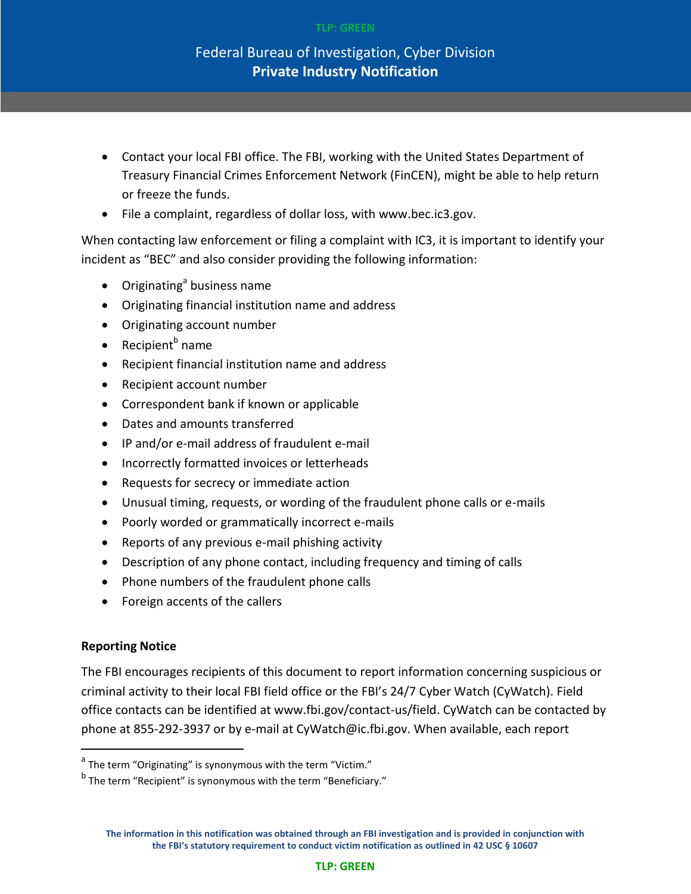- Contact your local FBI office. The FBI, working with the United States Department of Treasury Financial Crimes Enforcement Network (FinCEN), might be able to help return or freeze the funds.
- File a complaint, regardless of dollar loss, with www.bec.ic3.gov.

When contacting law enforcement or filing a complaint with IC3, it is important to identify your incident as "BEC" and also consider providing the following information:

- Originating[a] business name
- Originating financial institution name and address
- Originating account number
- Recipient[b] name
- Recipient financial institution name and address
- Recipient account number
- Correspondent bank if known or applicable
- Dates and amounts transferred
- IP and/or e-mail address of fraudulent e-mail
- Incorrectly formatted invoices or letterheads
- Requests for secrecy or immediate action
- Unusual timing, requests, or wording of the fraudulent phone calls or e-mails
- Poorly worded or grammatically incorrect e-mails
- Reports of any previous e-mail phishing activity
- Description of any phone contact, including frequency and timing of calls
- Phone numbers of the fraudulent phone calls
- Foreign accents of the callers

**Reporting Notice**

The FBI encourages recipients of this document to report information concerning suspicious or criminal activity to their local FBI field office or the FBI's 24/7 Cyber Watch (CyWatch). Field office contacts can be identified at www.fbi.gov/contact-us/field. CyWatch can be contacted by phone at 855-292-3937 or by e-mail at CyWatch@ic.fbi.gov. When available, each report

[a] The term "Originating" is synonymous with the term "Victim."

[b] The term "Recipient" is synonymous with the term "Beneficiary."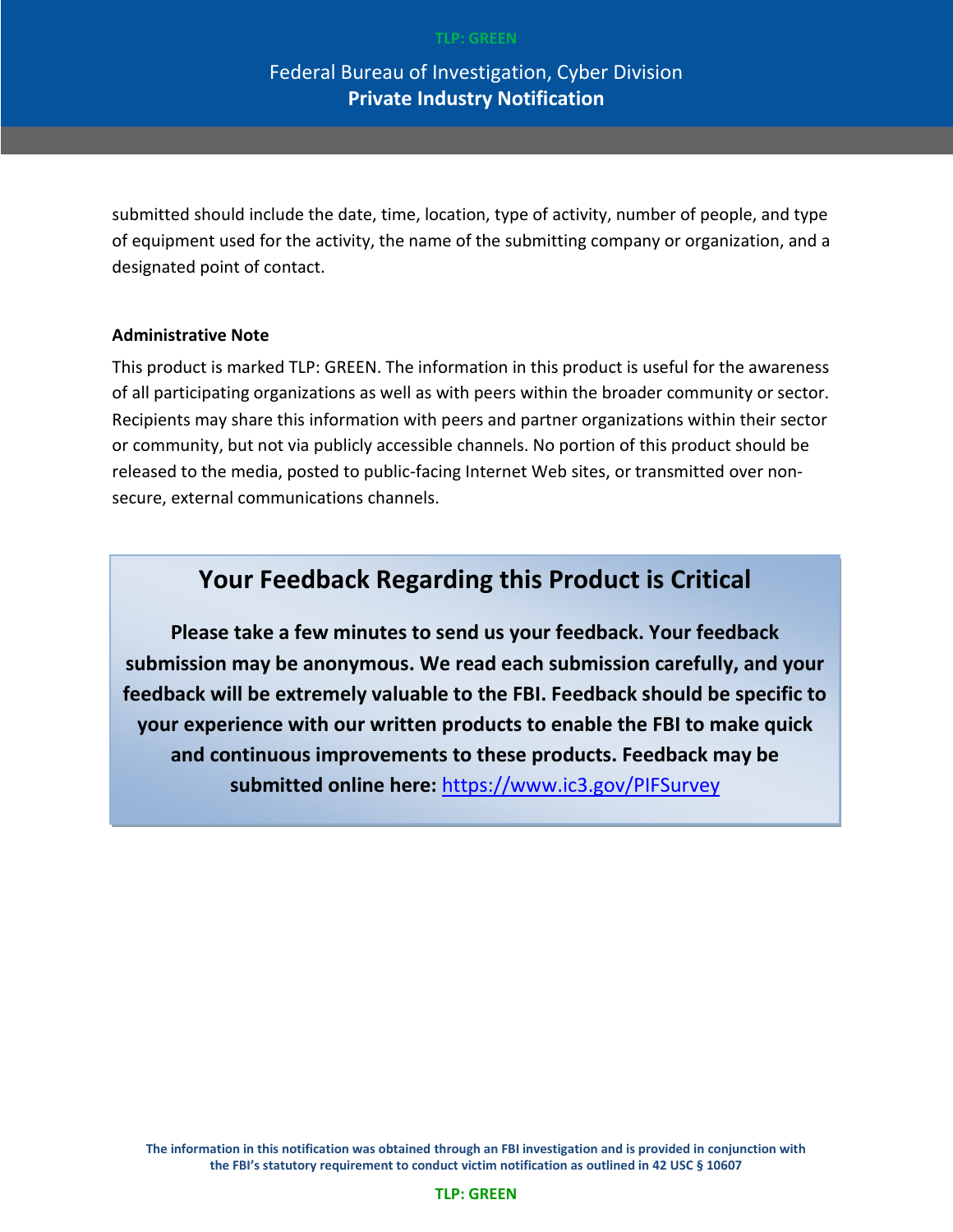submitted should include the date, time, location, type of activity, number of people, and type of equipment used for the activity, the name of the submitting company or organization, and a designated point of contact.

**Administrative Note**

This product is marked TLP: GREEN. The information in this product is useful for the awareness of all participating organizations as well as with peers within the broader community or sector. Recipients may share this information with peers and partner organizations within their sector or community, but not via publicly accessible channels. No portion of this product should be released to the media, posted to public-facing Internet Web sites, or transmitted over non-secure, external communications channels.

## Your Feedback Regarding this Product is Critical

**Please take a few minutes to send us your feedback. Your feedback submission may be anonymous. We read each submission carefully, and your feedback will be extremely valuable to the FBI. Feedback should be specific to your experience with our written products to enable the FBI to make quick and continuous improvements to these products. Feedback may be submitted online here:** https://www.ic3.gov/PIFSurvey

**The information in this notification was obtained through an FBI investigation and is provided in conjunction with the FBI's statutory requirement to conduct victim notification as outlined in 42 USC § 10607**